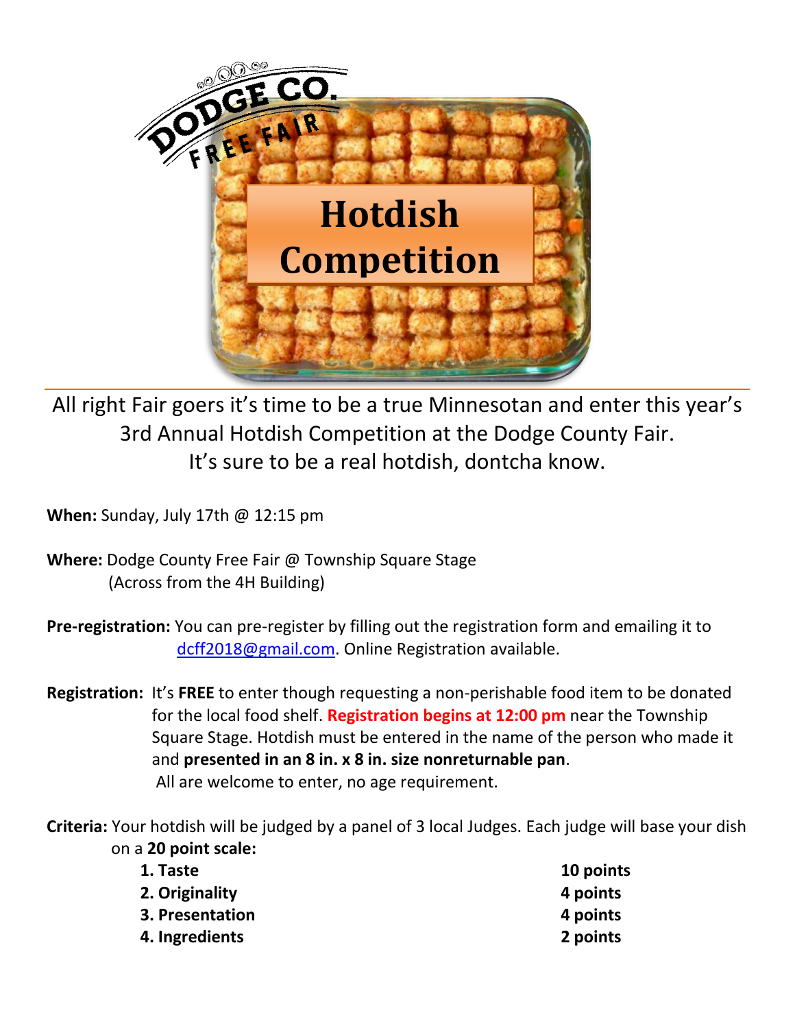DODGE CO. FREE FAIR

# Hotdish Competition

All right Fair goers it's time to be a true Minnesotan and enter this year's 3rd Annual Hotdish Competition at the Dodge County Fair. It's sure to be a real hotdish, dontcha know.

**When:** Sunday, July 17th @ 12:15 pm

**Where:** Dodge County Free Fair @ Township Square Stage (Across from the 4H Building)

**Pre-registration:** You can pre-register by filling out the registration form and emailing it to dcff2018@gmail.com. Online Registration available.

**Registration:** It's **FREE** to enter though requesting a non-perishable food item to be donated for the local food shelf. **Registration begins at 12:00 pm** near the Township Square Stage. Hotdish must be entered in the name of the person who made it and **presented in an 8 in. x 8 in. size nonreturnable pan**. All are welcome to enter, no age requirement.

**Criteria:** Your hotdish will be judged by a panel of 3 local Judges. Each judge will base your dish on a **20 point scale:**

| | |
|---|---|
| **1. Taste** | **10 points** |
| **2. Originality** | **4 points** |
| **3. Presentation** | **4 points** |
| **4. Ingredients** | **2 points** |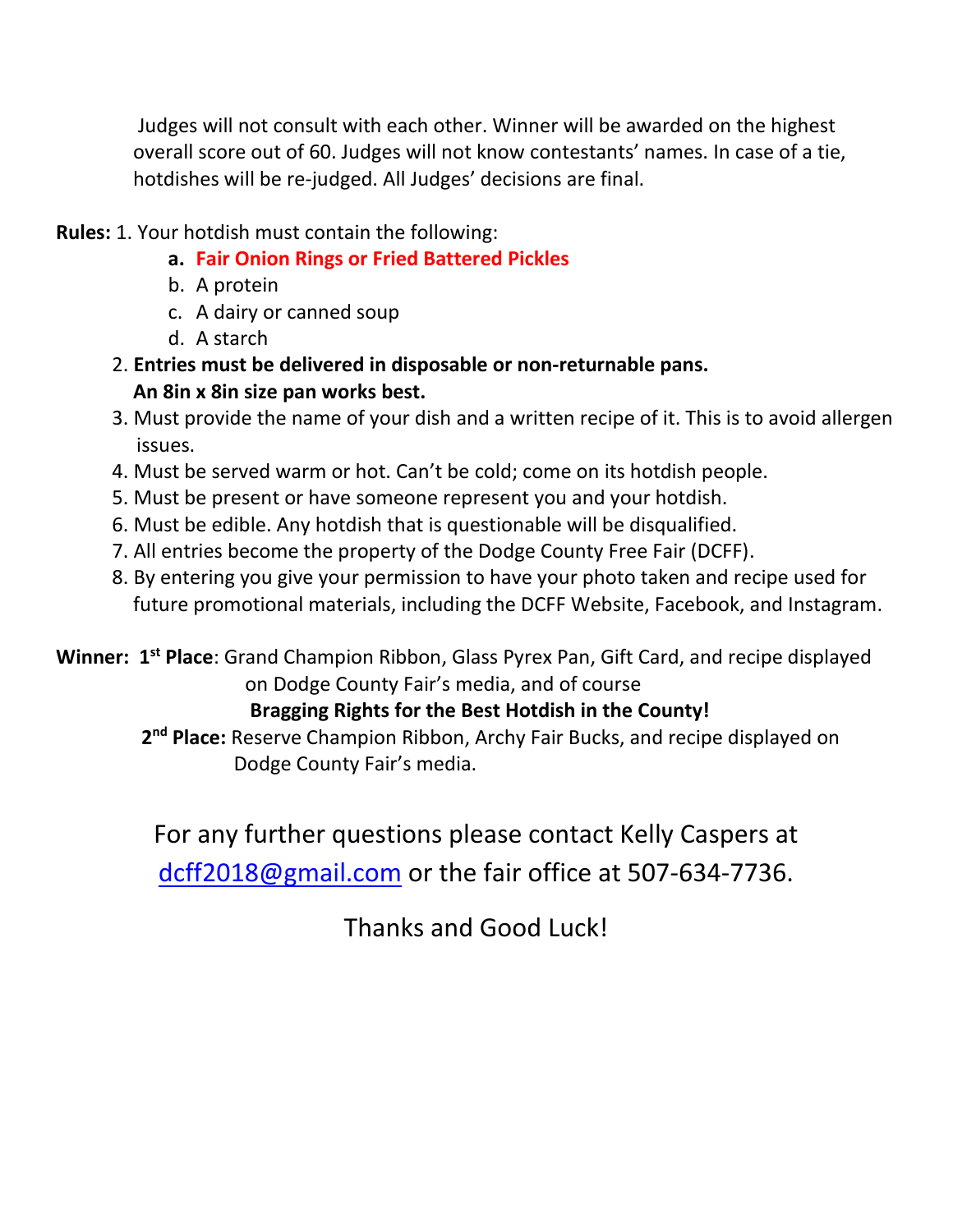Judges will not consult with each other. Winner will be awarded on the highest overall score out of 60. Judges will not know contestants' names. In case of a tie, hotdishes will be re-judged. All Judges' decisions are final.

**Rules:** 1. Your hotdish must contain the following:

  - **a. Fair Onion Rings or Fried Battered Pickles**
  - b. A protein
  - c. A dairy or canned soup
  - d. A starch

2. **Entries must be delivered in disposable or non-returnable pans. An 8in x 8in size pan works best.**
3. Must provide the name of your dish and a written recipe of it. This is to avoid allergen issues.
4. Must be served warm or hot. Can't be cold; come on its hotdish people.
5. Must be present or have someone represent you and your hotdish.
6. Must be edible. Any hotdish that is questionable will be disqualified.
7. All entries become the property of the Dodge County Free Fair (DCFF).
8. By entering you give your permission to have your photo taken and recipe used for future promotional materials, including the DCFF Website, Facebook, and Instagram.

**Winner:** **1st Place**: Grand Champion Ribbon, Glass Pyrex Pan, Gift Card, and recipe displayed on Dodge County Fair's media, and of course **Bragging Rights for the Best Hotdish in the County!**

**2nd Place:** Reserve Champion Ribbon, Archy Fair Bucks, and recipe displayed on Dodge County Fair's media.

For any further questions please contact Kelly Caspers at dcff2018@gmail.com or the fair office at 507-634-7736.

Thanks and Good Luck!